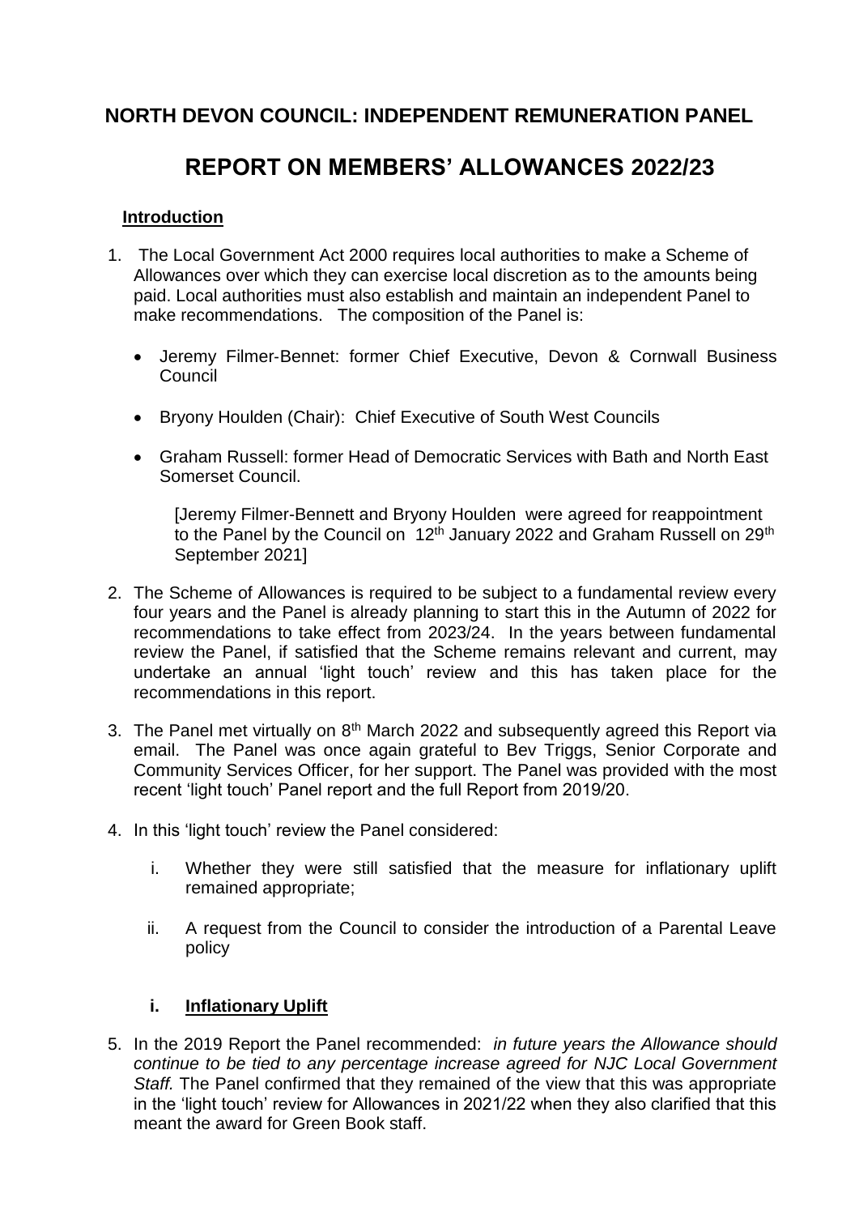# NORTH DEVON COUNCIL: INDEPENDENT REMUNERATION PANEL

# REPORT ON MEMBERS' ALLOWANCES 2022/23

## Introduction

1. The Local Government Act 2000 requires local authorities to make a Scheme of Allowances over which they can exercise local discretion as to the amounts being paid. Local authorities must also establish and maintain an independent Panel to make recommendations. The composition of the Panel is:

   - Jeremy Filmer-Bennet: former Chief Executive, Devon & Cornwall Business Council
   - Bryony Houlden (Chair): Chief Executive of South West Councils
   - Graham Russell: former Head of Democratic Services with Bath and North East Somerset Council.

   [Jeremy Filmer-Bennett and Bryony Houlden were agreed for reappointment to the Panel by the Council on 12th January 2022 and Graham Russell on 29th September 2021]

2. The Scheme of Allowances is required to be subject to a fundamental review every four years and the Panel is already planning to start this in the Autumn of 2022 for recommendations to take effect from 2023/24. In the years between fundamental review the Panel, if satisfied that the Scheme remains relevant and current, may undertake an annual 'light touch' review and this has taken place for the recommendations in this report.

3. The Panel met virtually on 8th March 2022 and subsequently agreed this Report via email. The Panel was once again grateful to Bev Triggs, Senior Corporate and Community Services Officer, for her support. The Panel was provided with the most recent 'light touch' Panel report and the full Report from 2019/20.

4. In this 'light touch' review the Panel considered:

   i. Whether they were still satisfied that the measure for inflationary uplift remained appropriate;

   ii. A request from the Council to consider the introduction of a Parental Leave policy

### i. Inflationary Uplift

5. In the 2019 Report the Panel recommended: *in future years the Allowance should continue to be tied to any percentage increase agreed for NJC Local Government Staff.* The Panel confirmed that they remained of the view that this was appropriate in the 'light touch' review for Allowances in 2021/22 when they also clarified that this meant the award for Green Book staff.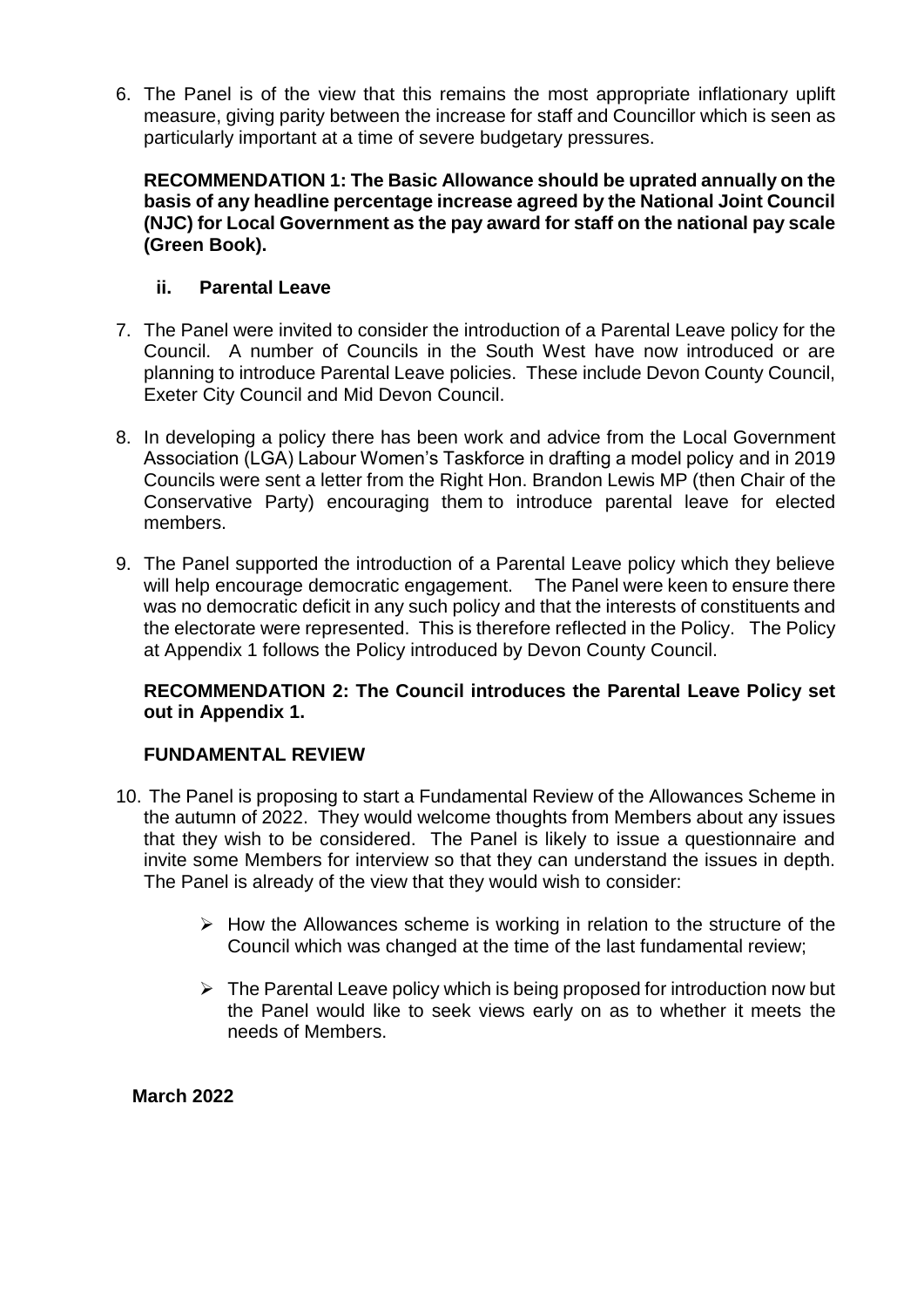6. The Panel is of the view that this remains the most appropriate inflationary uplift measure, giving parity between the increase for staff and Councillor which is seen as particularly important at a time of severe budgetary pressures.

**RECOMMENDATION 1: The Basic Allowance should be uprated annually on the basis of any headline percentage increase agreed by the National Joint Council (NJC) for Local Government as the pay award for staff on the national pay scale (Green Book).**

### ii. Parental Leave

7. The Panel were invited to consider the introduction of a Parental Leave policy for the Council. A number of Councils in the South West have now introduced or are planning to introduce Parental Leave policies. These include Devon County Council, Exeter City Council and Mid Devon Council.

8. In developing a policy there has been work and advice from the Local Government Association (LGA) Labour Women's Taskforce in drafting a model policy and in 2019 Councils were sent a letter from the Right Hon. Brandon Lewis MP (then Chair of the Conservative Party) encouraging them to introduce parental leave for elected members.

9. The Panel supported the introduction of a Parental Leave policy which they believe will help encourage democratic engagement. The Panel were keen to ensure there was no democratic deficit in any such policy and that the interests of constituents and the electorate were represented. This is therefore reflected in the Policy. The Policy at Appendix 1 follows the Policy introduced by Devon County Council.

**RECOMMENDATION 2: The Council introduces the Parental Leave Policy set out in Appendix 1.**

## FUNDAMENTAL REVIEW

10. The Panel is proposing to start a Fundamental Review of the Allowances Scheme in the autumn of 2022. They would welcome thoughts from Members about any issues that they wish to be considered. The Panel is likely to issue a questionnaire and invite some Members for interview so that they can understand the issues in depth. The Panel is already of the view that they would wish to consider:

    - How the Allowances scheme is working in relation to the structure of the Council which was changed at the time of the last fundamental review;
    - The Parental Leave policy which is being proposed for introduction now but the Panel would like to seek views early on as to whether it meets the needs of Members.

**March 2022**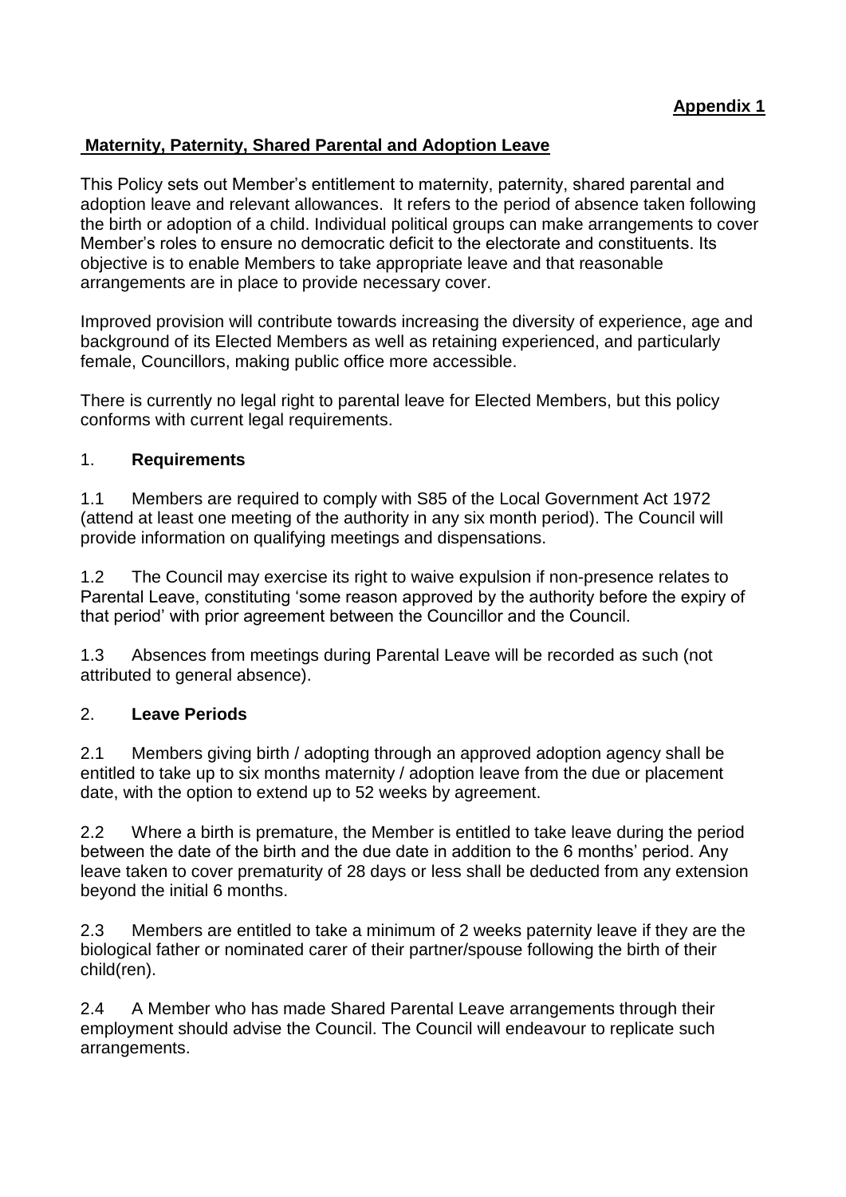**Appendix 1**

## **Maternity, Paternity, Shared Parental and Adoption Leave**

This Policy sets out Member's entitlement to maternity, paternity, shared parental and adoption leave and relevant allowances. It refers to the period of absence taken following the birth or adoption of a child. Individual political groups can make arrangements to cover Member's roles to ensure no democratic deficit to the electorate and constituents. Its objective is to enable Members to take appropriate leave and that reasonable arrangements are in place to provide necessary cover.

Improved provision will contribute towards increasing the diversity of experience, age and background of its Elected Members as well as retaining experienced, and particularly female, Councillors, making public office more accessible.

There is currently no legal right to parental leave for Elected Members, but this policy conforms with current legal requirements.

### 1. **Requirements**

1.1 Members are required to comply with S85 of the Local Government Act 1972 (attend at least one meeting of the authority in any six month period). The Council will provide information on qualifying meetings and dispensations.

1.2 The Council may exercise its right to waive expulsion if non-presence relates to Parental Leave, constituting 'some reason approved by the authority before the expiry of that period' with prior agreement between the Councillor and the Council.

1.3 Absences from meetings during Parental Leave will be recorded as such (not attributed to general absence).

### 2. **Leave Periods**

2.1 Members giving birth / adopting through an approved adoption agency shall be entitled to take up to six months maternity / adoption leave from the due or placement date, with the option to extend up to 52 weeks by agreement.

2.2 Where a birth is premature, the Member is entitled to take leave during the period between the date of the birth and the due date in addition to the 6 months' period. Any leave taken to cover prematurity of 28 days or less shall be deducted from any extension beyond the initial 6 months.

2.3 Members are entitled to take a minimum of 2 weeks paternity leave if they are the biological father or nominated carer of their partner/spouse following the birth of their child(ren).

2.4 A Member who has made Shared Parental Leave arrangements through their employment should advise the Council. The Council will endeavour to replicate such arrangements.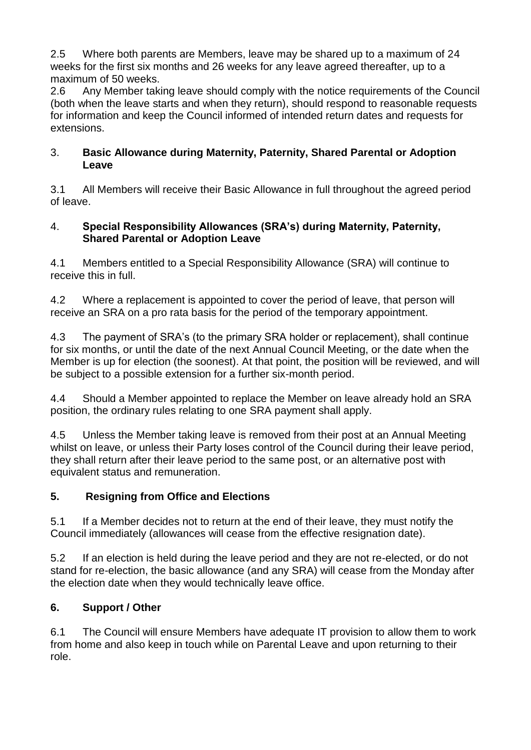2.5 Where both parents are Members, leave may be shared up to a maximum of 24 weeks for the first six months and 26 weeks for any leave agreed thereafter, up to a maximum of 50 weeks.

2.6 Any Member taking leave should comply with the notice requirements of the Council (both when the leave starts and when they return), should respond to reasonable requests for information and keep the Council informed of intended return dates and requests for extensions.

## 3. Basic Allowance during Maternity, Paternity, Shared Parental or Adoption Leave

3.1 All Members will receive their Basic Allowance in full throughout the agreed period of leave.

## 4. Special Responsibility Allowances (SRA's) during Maternity, Paternity, Shared Parental or Adoption Leave

4.1 Members entitled to a Special Responsibility Allowance (SRA) will continue to receive this in full.

4.2 Where a replacement is appointed to cover the period of leave, that person will receive an SRA on a pro rata basis for the period of the temporary appointment.

4.3 The payment of SRA's (to the primary SRA holder or replacement), shall continue for six months, or until the date of the next Annual Council Meeting, or the date when the Member is up for election (the soonest). At that point, the position will be reviewed, and will be subject to a possible extension for a further six-month period.

4.4 Should a Member appointed to replace the Member on leave already hold an SRA position, the ordinary rules relating to one SRA payment shall apply.

4.5 Unless the Member taking leave is removed from their post at an Annual Meeting whilst on leave, or unless their Party loses control of the Council during their leave period, they shall return after their leave period to the same post, or an alternative post with equivalent status and remuneration.

## 5. Resigning from Office and Elections

5.1 If a Member decides not to return at the end of their leave, they must notify the Council immediately (allowances will cease from the effective resignation date).

5.2 If an election is held during the leave period and they are not re-elected, or do not stand for re-election, the basic allowance (and any SRA) will cease from the Monday after the election date when they would technically leave office.

## 6. Support / Other

6.1 The Council will ensure Members have adequate IT provision to allow them to work from home and also keep in touch while on Parental Leave and upon returning to their role.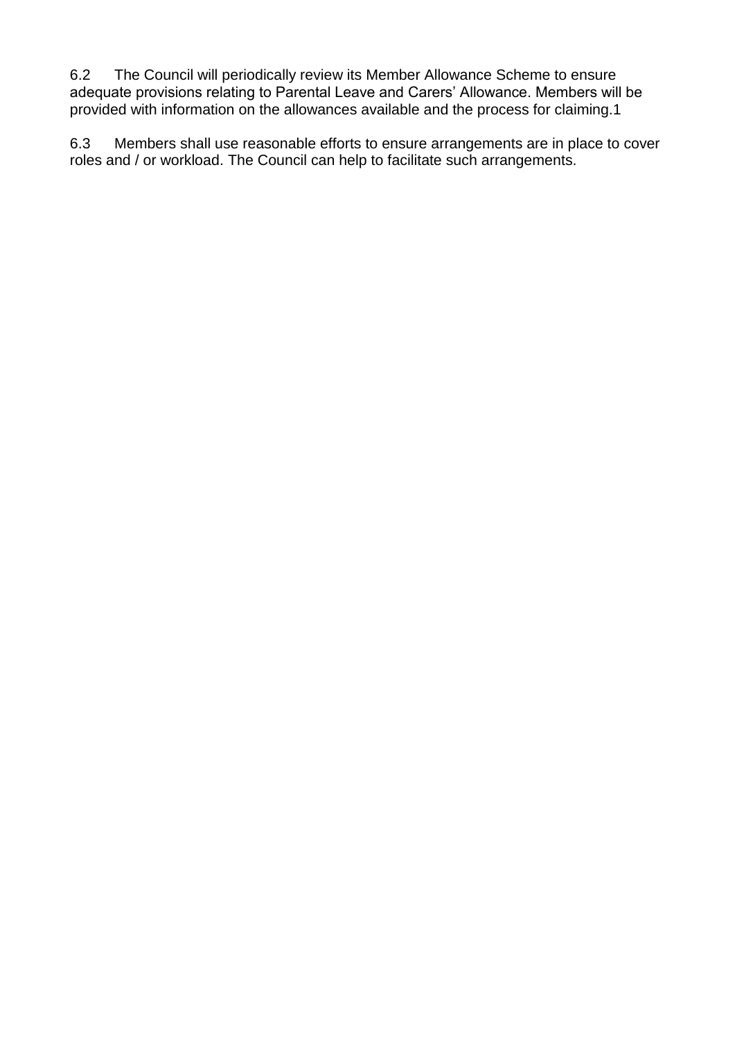6.2 The Council will periodically review its Member Allowance Scheme to ensure adequate provisions relating to Parental Leave and Carers' Allowance. Members will be provided with information on the allowances available and the process for claiming.[1]

6.3 Members shall use reasonable efforts to ensure arrangements are in place to cover roles and / or workload. The Council can help to facilitate such arrangements.